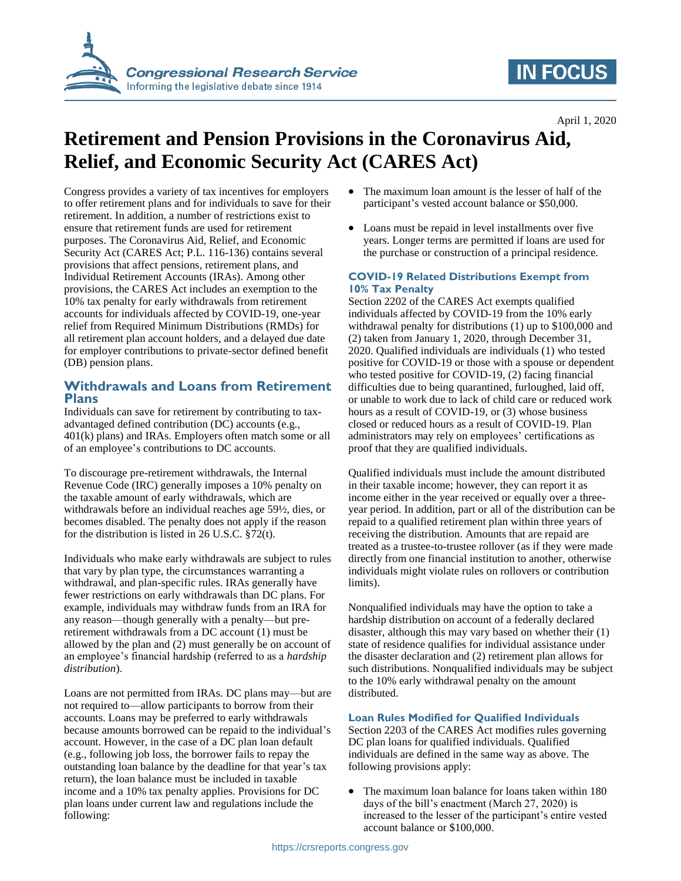April 1, 2020

# Retirement and Pension Provisions in the Coronavirus Aid, Relief, and Economic Security Act (CARES Act)

Congress provides a variety of tax incentives for employers to offer retirement plans and for individuals to save for their retirement. In addition, a number of restrictions exist to ensure that retirement funds are used for retirement purposes. The Coronavirus Aid, Relief, and Economic Security Act (CARES Act; P.L. 116-136) contains several provisions that affect pensions, retirement plans, and Individual Retirement Accounts (IRAs). Among other provisions, the CARES Act includes an exemption to the 10% tax penalty for early withdrawals from retirement accounts for individuals affected by COVID-19, one-year relief from Required Minimum Distributions (RMDs) for all retirement plan account holders, and a delayed due date for employer contributions to private-sector defined benefit (DB) pension plans.

## Withdrawals and Loans from Retirement Plans

Individuals can save for retirement by contributing to tax-advantaged defined contribution (DC) accounts (e.g., 401(k) plans) and IRAs. Employers often match some or all of an employee's contributions to DC accounts.

To discourage pre-retirement withdrawals, the Internal Revenue Code (IRC) generally imposes a 10% penalty on the taxable amount of early withdrawals, which are withdrawals before an individual reaches age 59½, dies, or becomes disabled. The penalty does not apply if the reason for the distribution is listed in 26 U.S.C. §72(t).

Individuals who make early withdrawals are subject to rules that vary by plan type, the circumstances warranting a withdrawal, and plan-specific rules. IRAs generally have fewer restrictions on early withdrawals than DC plans. For example, individuals may withdraw funds from an IRA for any reason—though generally with a penalty—but pre-retirement withdrawals from a DC account (1) must be allowed by the plan and (2) must generally be on account of an employee's financial hardship (referred to as a *hardship distribution*).

Loans are not permitted from IRAs. DC plans may—but are not required to—allow participants to borrow from their accounts. Loans may be preferred to early withdrawals because amounts borrowed can be repaid to the individual's account. However, in the case of a DC plan loan default (e.g., following job loss, the borrower fails to repay the outstanding loan balance by the deadline for that year's tax return), the loan balance must be included in taxable income and a 10% tax penalty applies. Provisions for DC plan loans under current law and regulations include the following:

- The maximum loan amount is the lesser of half of the participant's vested account balance or $50,000.
- Loans must be repaid in level installments over five years. Longer terms are permitted if loans are used for the purchase or construction of a principal residence.

### COVID-19 Related Distributions Exempt from 10% Tax Penalty

Section 2202 of the CARES Act exempts qualified individuals affected by COVID-19 from the 10% early withdrawal penalty for distributions (1) up to $100,000 and (2) taken from January 1, 2020, through December 31, 2020. Qualified individuals are individuals (1) who tested positive for COVID-19 or those with a spouse or dependent who tested positive for COVID-19, (2) facing financial difficulties due to being quarantined, furloughed, laid off, or unable to work due to lack of child care or reduced work hours as a result of COVID-19, or (3) whose business closed or reduced hours as a result of COVID-19. Plan administrators may rely on employees' certifications as proof that they are qualified individuals.

Qualified individuals must include the amount distributed in their taxable income; however, they can report it as income either in the year received or equally over a three-year period. In addition, part or all of the distribution can be repaid to a qualified retirement plan within three years of receiving the distribution. Amounts that are repaid are treated as a trustee-to-trustee rollover (as if they were made directly from one financial institution to another, otherwise individuals might violate rules on rollovers or contribution limits).

Nonqualified individuals may have the option to take a hardship distribution on account of a federally declared disaster, although this may vary based on whether their (1) state of residence qualifies for individual assistance under the disaster declaration and (2) retirement plan allows for such distributions. Nonqualified individuals may be subject to the 10% early withdrawal penalty on the amount distributed.

### Loan Rules Modified for Qualified Individuals

Section 2203 of the CARES Act modifies rules governing DC plan loans for qualified individuals. Qualified individuals are defined in the same way as above. The following provisions apply:

- The maximum loan balance for loans taken within 180 days of the bill's enactment (March 27, 2020) is increased to the lesser of the participant's entire vested account balance or $100,000.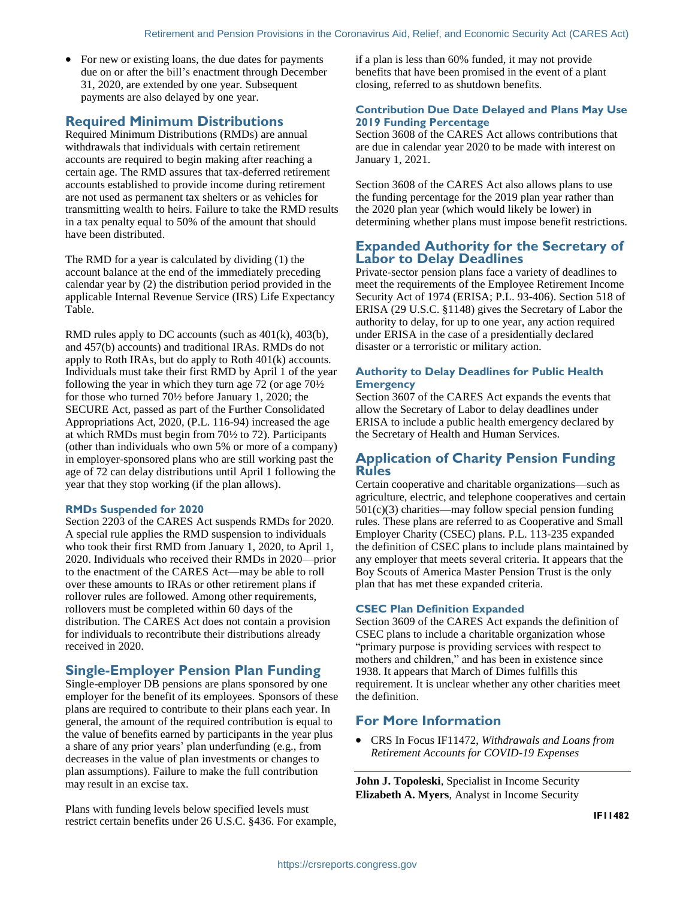- For new or existing loans, the due dates for payments due on or after the bill's enactment through December 31, 2020, are extended by one year. Subsequent payments are also delayed by one year.

## Required Minimum Distributions

Required Minimum Distributions (RMDs) are annual withdrawals that individuals with certain retirement accounts are required to begin making after reaching a certain age. The RMD assures that tax-deferred retirement accounts established to provide income during retirement are not used as permanent tax shelters or as vehicles for transmitting wealth to heirs. Failure to take the RMD results in a tax penalty equal to 50% of the amount that should have been distributed.

The RMD for a year is calculated by dividing (1) the account balance at the end of the immediately preceding calendar year by (2) the distribution period provided in the applicable Internal Revenue Service (IRS) Life Expectancy Table.

RMD rules apply to DC accounts (such as 401(k), 403(b), and 457(b) accounts) and traditional IRAs. RMDs do not apply to Roth IRAs, but do apply to Roth 401(k) accounts. Individuals must take their first RMD by April 1 of the year following the year in which they turn age 72 (or age 70½ for those who turned 70½ before January 1, 2020; the SECURE Act, passed as part of the Further Consolidated Appropriations Act, 2020, (P.L. 116-94) increased the age at which RMDs must begin from 70½ to 72). Participants (other than individuals who own 5% or more of a company) in employer-sponsored plans who are still working past the age of 72 can delay distributions until April 1 following the year that they stop working (if the plan allows).

### RMDs Suspended for 2020

Section 2203 of the CARES Act suspends RMDs for 2020. A special rule applies the RMD suspension to individuals who took their first RMD from January 1, 2020, to April 1, 2020. Individuals who received their RMDs in 2020—prior to the enactment of the CARES Act—may be able to roll over these amounts to IRAs or other retirement plans if rollover rules are followed. Among other requirements, rollovers must be completed within 60 days of the distribution. The CARES Act does not contain a provision for individuals to recontribute their distributions already received in 2020.

## Single-Employer Pension Plan Funding

Single-employer DB pensions are plans sponsored by one employer for the benefit of its employees. Sponsors of these plans are required to contribute to their plans each year. In general, the amount of the required contribution is equal to the value of benefits earned by participants in the year plus a share of any prior years' plan underfunding (e.g., from decreases in the value of plan investments or changes to plan assumptions). Failure to make the full contribution may result in an excise tax.

Plans with funding levels below specified levels must restrict certain benefits under 26 U.S.C. §436. For example, if a plan is less than 60% funded, it may not provide benefits that have been promised in the event of a plant closing, referred to as shutdown benefits.

### Contribution Due Date Delayed and Plans May Use 2019 Funding Percentage

Section 3608 of the CARES Act allows contributions that are due in calendar year 2020 to be made with interest on January 1, 2021.

Section 3608 of the CARES Act also allows plans to use the funding percentage for the 2019 plan year rather than the 2020 plan year (which would likely be lower) in determining whether plans must impose benefit restrictions.

## Expanded Authority for the Secretary of Labor to Delay Deadlines

Private-sector pension plans face a variety of deadlines to meet the requirements of the Employee Retirement Income Security Act of 1974 (ERISA; P.L. 93-406). Section 518 of ERISA (29 U.S.C. §1148) gives the Secretary of Labor the authority to delay, for up to one year, any action required under ERISA in the case of a presidentially declared disaster or a terroristic or military action.

### Authority to Delay Deadlines for Public Health Emergency

Section 3607 of the CARES Act expands the events that allow the Secretary of Labor to delay deadlines under ERISA to include a public health emergency declared by the Secretary of Health and Human Services.

## Application of Charity Pension Funding Rules

Certain cooperative and charitable organizations—such as agriculture, electric, and telephone cooperatives and certain 501(c)(3) charities—may follow special pension funding rules. These plans are referred to as Cooperative and Small Employer Charity (CSEC) plans. P.L. 113-235 expanded the definition of CSEC plans to include plans maintained by any employer that meets several criteria. It appears that the Boy Scouts of America Master Pension Trust is the only plan that has met these expanded criteria.

### CSEC Plan Definition Expanded

Section 3609 of the CARES Act expands the definition of CSEC plans to include a charitable organization whose "primary purpose is providing services with respect to mothers and children," and has been in existence since 1938. It appears that March of Dimes fulfills this requirement. It is unclear whether any other charities meet the definition.

## For More Information

- CRS In Focus IF11472, *Withdrawals and Loans from Retirement Accounts for COVID-19 Expenses*

**John J. Topoleski**, Specialist in Income Security
**Elizabeth A. Myers**, Analyst in Income Security

IF11482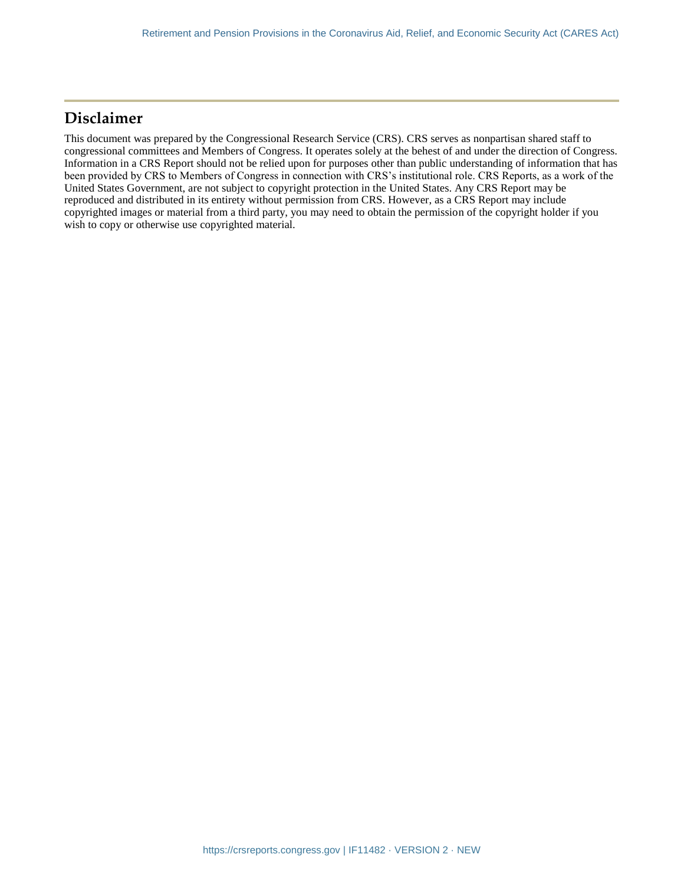## Disclaimer

This document was prepared by the Congressional Research Service (CRS). CRS serves as nonpartisan shared staff to congressional committees and Members of Congress. It operates solely at the behest of and under the direction of Congress. Information in a CRS Report should not be relied upon for purposes other than public understanding of information that has been provided by CRS to Members of Congress in connection with CRS's institutional role. CRS Reports, as a work of the United States Government, are not subject to copyright protection in the United States. Any CRS Report may be reproduced and distributed in its entirety without permission from CRS. However, as a CRS Report may include copyrighted images or material from a third party, you may need to obtain the permission of the copyright holder if you wish to copy or otherwise use copyrighted material.